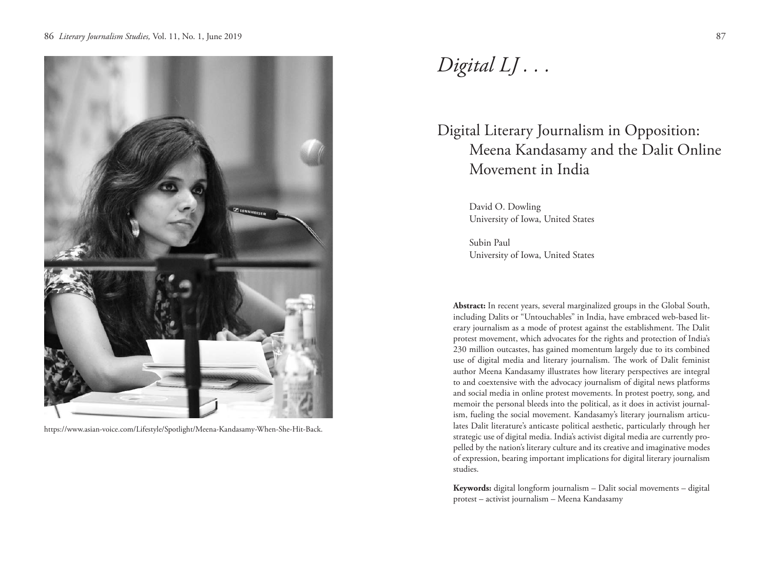https://www.asian-voice.com/Lifestyle/Spotlight/Meena-Kandasamy-When-She-Hit-Back.

# *Digital LJ . . .*

## Digital Literary Journalism in Opposition: Meena Kandasamy and the Dalit Online Movement in India

David O. Dowling
University of Iowa, United States

Subin Paul
University of Iowa, United States

**Abstract:** In recent years, several marginalized groups in the Global South, including Dalits or "Untouchables" in India, have embraced web-based literary journalism as a mode of protest against the establishment. The Dalit protest movement, which advocates for the rights and protection of India's 230 million outcastes, has gained momentum largely due to its combined use of digital media and literary journalism. The work of Dalit feminist author Meena Kandasamy illustrates how literary perspectives are integral to and coextensive with the advocacy journalism of digital news platforms and social media in online protest movements. In protest poetry, song, and memoir the personal bleeds into the political, as it does in activist journalism, fueling the social movement. Kandasamy's literary journalism articulates Dalit literature's anticaste political aesthetic, particularly through her strategic use of digital media. India's activist digital media are currently propelled by the nation's literary culture and its creative and imaginative modes of expression, bearing important implications for digital literary journalism studies.

**Keywords:** digital longform journalism – Dalit social movements – digital protest – activist journalism – Meena Kandasamy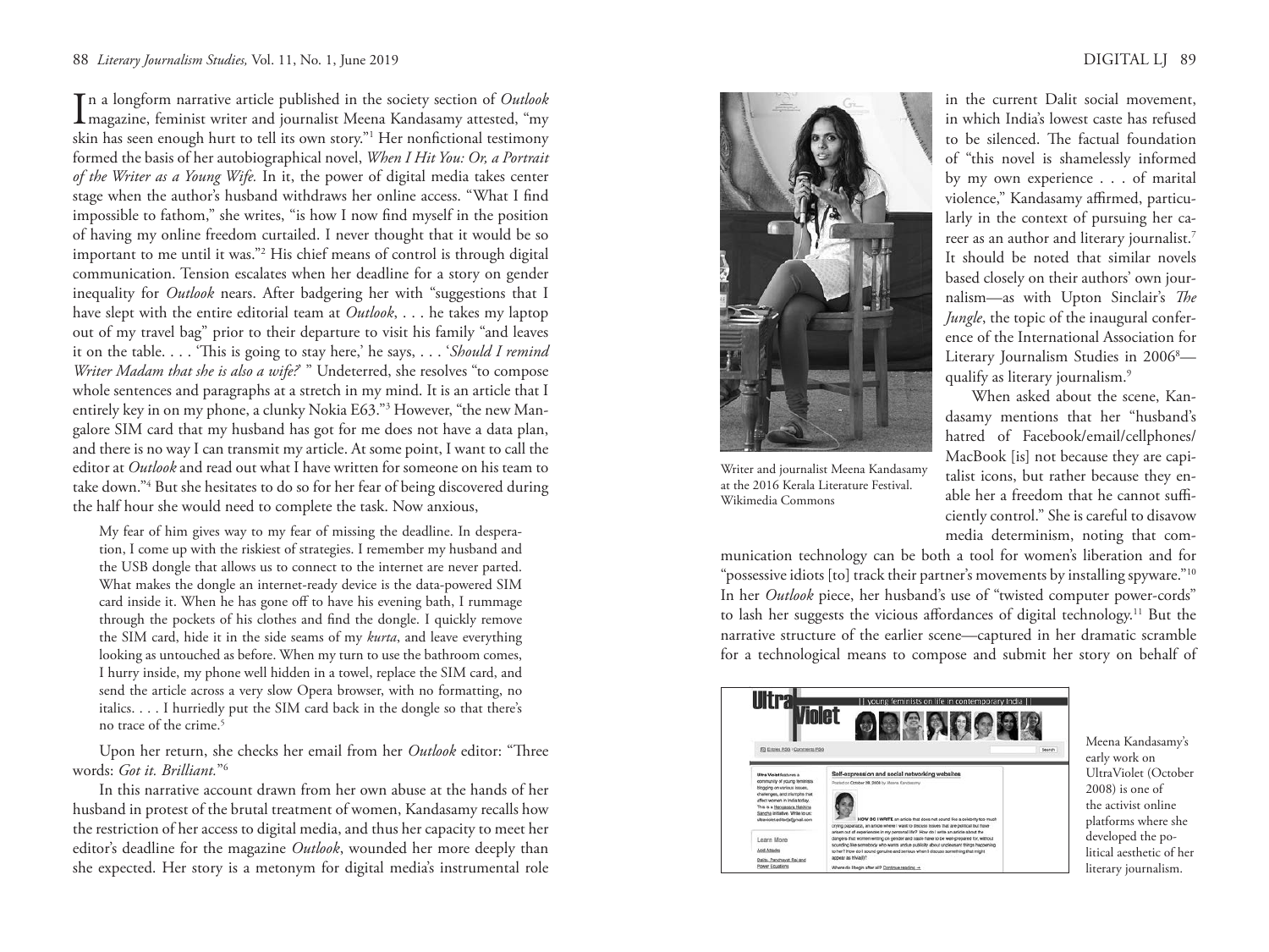In a longform narrative article published in the society section of *Outlook* magazine, feminist writer and journalist Meena Kandasamy attested, "my skin has seen enough hurt to tell its own story."[1] Her nonfictional testimony formed the basis of her autobiographical novel, *When I Hit You: Or, a Portrait of the Writer as a Young Wife.* In it, the power of digital media takes center stage when the author's husband withdraws her online access. "What I find impossible to fathom," she writes, "is how I now find myself in the position of having my online freedom curtailed. I never thought that it would be so important to me until it was."[2] His chief means of control is through digital communication. Tension escalates when her deadline for a story on gender inequality for *Outlook* nears. After badgering her with "suggestions that I have slept with the entire editorial team at *Outlook*, . . . he takes my laptop out of my travel bag" prior to their departure to visit his family "and leaves it on the table. . . . 'This is going to stay here,' he says, . . . '*Should I remind Writer Madam that she is also a wife?*' " Undeterred, she resolves "to compose whole sentences and paragraphs at a stretch in my mind. It is an article that I entirely key in on my phone, a clunky Nokia E63."[3] However, "the new Mangalore SIM card that my husband has got for me does not have a data plan, and there is no way I can transmit my article. At some point, I want to call the editor at *Outlook* and read out what I have written for someone on his team to take down."[4] But she hesitates to do so for her fear of being discovered during the half hour she would need to complete the task. Now anxious,

> My fear of him gives way to my fear of missing the deadline. In desperation, I come up with the riskiest of strategies. I remember my husband and the USB dongle that allows us to connect to the internet are never parted. What makes the dongle an internet-ready device is the data-powered SIM card inside it. When he has gone off to have his evening bath, I rummage through the pockets of his clothes and find the dongle. I quickly remove the SIM card, hide it in the side seams of my *kurta*, and leave everything looking as untouched as before. When my turn to use the bathroom comes, I hurry inside, my phone well hidden in a towel, replace the SIM card, and send the article across a very slow Opera browser, with no formatting, no italics. . . . I hurriedly put the SIM card back in the dongle so that there's no trace of the crime.[5]

Upon her return, she checks her email from her *Outlook* editor: "Three words: *Got it. Brilliant.*"[6]

In this narrative account drawn from her own abuse at the hands of her husband in protest of the brutal treatment of women, Kandasamy recalls how the restriction of her access to digital media, and thus her capacity to meet her editor's deadline for the magazine *Outlook*, wounded her more deeply than she expected. Her story is a metonym for digital media's instrumental role in the current Dalit social movement, in which India's lowest caste has refused to be silenced. The factual foundation of "this novel is shamelessly informed by my own experience . . . of marital violence," Kandasamy affirmed, particularly in the context of pursuing her career as an author and literary journalist.[7] It should be noted that similar novels based closely on their authors' own journalism—as with Upton Sinclair's *The Jungle*, the topic of the inaugural conference of the International Association for Literary Journalism Studies in 2006[8]—qualify as literary journalism.[9]

Writer and journalist Meena Kandasamy at the 2016 Kerala Literature Festival. Wikimedia Commons

When asked about the scene, Kandasamy mentions that her "husband's hatred of Facebook/email/cellphones/MacBook [is] not because they are capitalist icons, but rather because they enable her a freedom that he cannot sufficiently control." She is careful to disavow media determinism, noting that communication technology can be both a tool for women's liberation and for "possessive idiots [to] track their partner's movements by installing spyware."[10] In her *Outlook* piece, her husband's use of "twisted computer power-cords" to lash her suggests the vicious affordances of digital technology.[11] But the narrative structure of the earlier scene—captured in her dramatic scramble for a technological means to compose and submit her story on behalf of

Meena Kandasamy's early work on UltraViolet (October 2008) is one of the activist online platforms where she developed the political aesthetic of her literary journalism.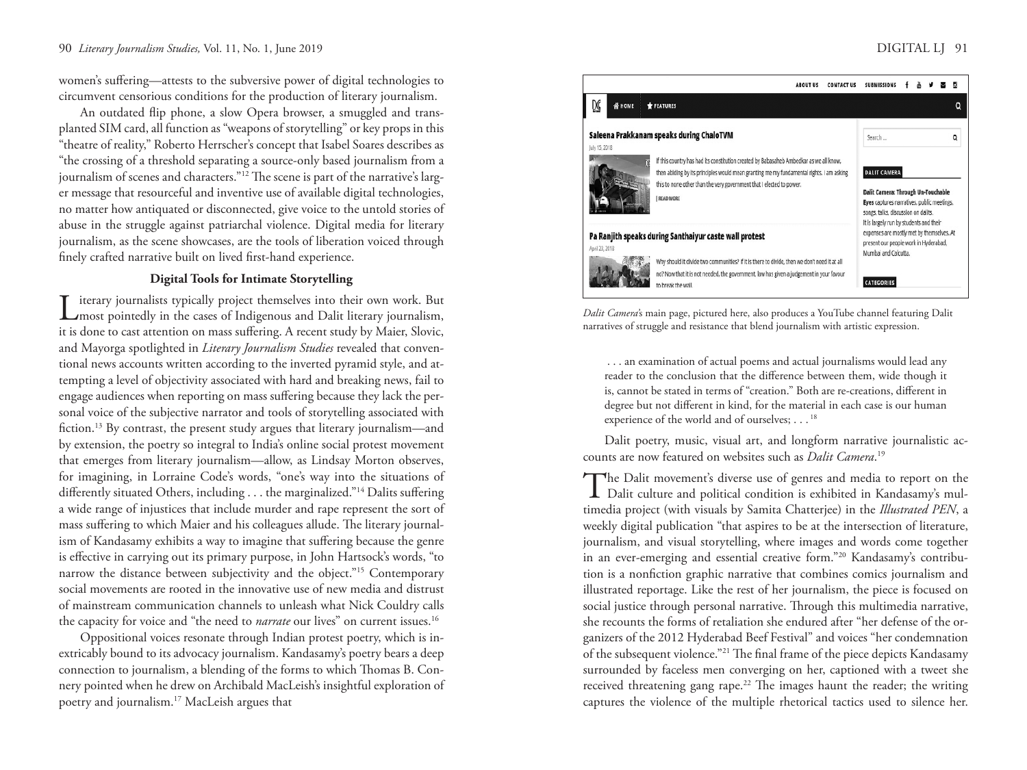women's suffering—attests to the subversive power of digital technologies to circumvent censorious conditions for the production of literary journalism.

An outdated flip phone, a slow Opera browser, a smuggled and transplanted SIM card, all function as "weapons of storytelling" or key props in this "theatre of reality," Roberto Herrscher's concept that Isabel Soares describes as "the crossing of a threshold separating a source-only based journalism from a journalism of scenes and characters."[12] The scene is part of the narrative's larger message that resourceful and inventive use of available digital technologies, no matter how antiquated or disconnected, give voice to the untold stories of abuse in the struggle against patriarchal violence. Digital media for literary journalism, as the scene showcases, are the tools of liberation voiced through finely crafted narrative built on lived first-hand experience.

### Digital Tools for Intimate Storytelling

Literary journalists typically project themselves into their own work. But most pointedly in the cases of Indigenous and Dalit literary journalism, it is done to cast attention on mass suffering. A recent study by Maier, Slovic, and Mayorga spotlighted in *Literary Journalism Studies* revealed that conventional news accounts written according to the inverted pyramid style, and attempting a level of objectivity associated with hard and breaking news, fail to engage audiences when reporting on mass suffering because they lack the personal voice of the subjective narrator and tools of storytelling associated with fiction.[13] By contrast, the present study argues that literary journalism—and by extension, the poetry so integral to India's online social protest movement that emerges from literary journalism—allow, as Lindsay Morton observes, for imagining, in Lorraine Code's words, "one's way into the situations of differently situated Others, including . . . the marginalized."[14] Dalits suffering a wide range of injustices that include murder and rape represent the sort of mass suffering to which Maier and his colleagues allude. The literary journalism of Kandasamy exhibits a way to imagine that suffering because the genre is effective in carrying out its primary purpose, in John Hartsock's words, "to narrow the distance between subjectivity and the object."[15] Contemporary social movements are rooted in the innovative use of new media and distrust of mainstream communication channels to unleash what Nick Couldry calls the capacity for voice and "the need to *narrate* our lives" on current issues.[16]

Oppositional voices resonate through Indian protest poetry, which is inextricably bound to its advocacy journalism. Kandasamy's poetry bears a deep connection to journalism, a blending of the forms to which Thomas B. Connery pointed when he drew on Archibald MacLeish's insightful exploration of poetry and journalism.[17] MacLeish argues that

> . . . an examination of actual poems and actual journalisms would lead any reader to the conclusion that the difference between them, wide though it is, cannot be stated in terms of "creation." Both are re-creations, different in degree but not different in kind, for the material in each case is our human experience of the world and of ourselves; . . .[18]

Dalit poetry, music, visual art, and longform narrative journalistic accounts are now featured on websites such as *Dalit Camera*.[19]

*Dalit Camera*'s main page, pictured here, also produces a YouTube channel featuring Dalit narratives of struggle and resistance that blend journalism with artistic expression.

The Dalit movement's diverse use of genres and media to report on the Dalit culture and political condition is exhibited in Kandasamy's multimedia project (with visuals by Samita Chatterjee) in the *Illustrated PEN*, a weekly digital publication "that aspires to be at the intersection of literature, journalism, and visual storytelling, where images and words come together in an ever-emerging and essential creative form."[20] Kandasamy's contribution is a nonfiction graphic narrative that combines comics journalism and illustrated reportage. Like the rest of her journalism, the piece is focused on social justice through personal narrative. Through this multimedia narrative, she recounts the forms of retaliation she endured after "her defense of the organizers of the 2012 Hyderabad Beef Festival" and voices "her condemnation of the subsequent violence."[21] The final frame of the piece depicts Kandasamy surrounded by faceless men converging on her, captioned with a tweet she received threatening gang rape.[22] The images haunt the reader; the writing captures the violence of the multiple rhetorical tactics used to silence her.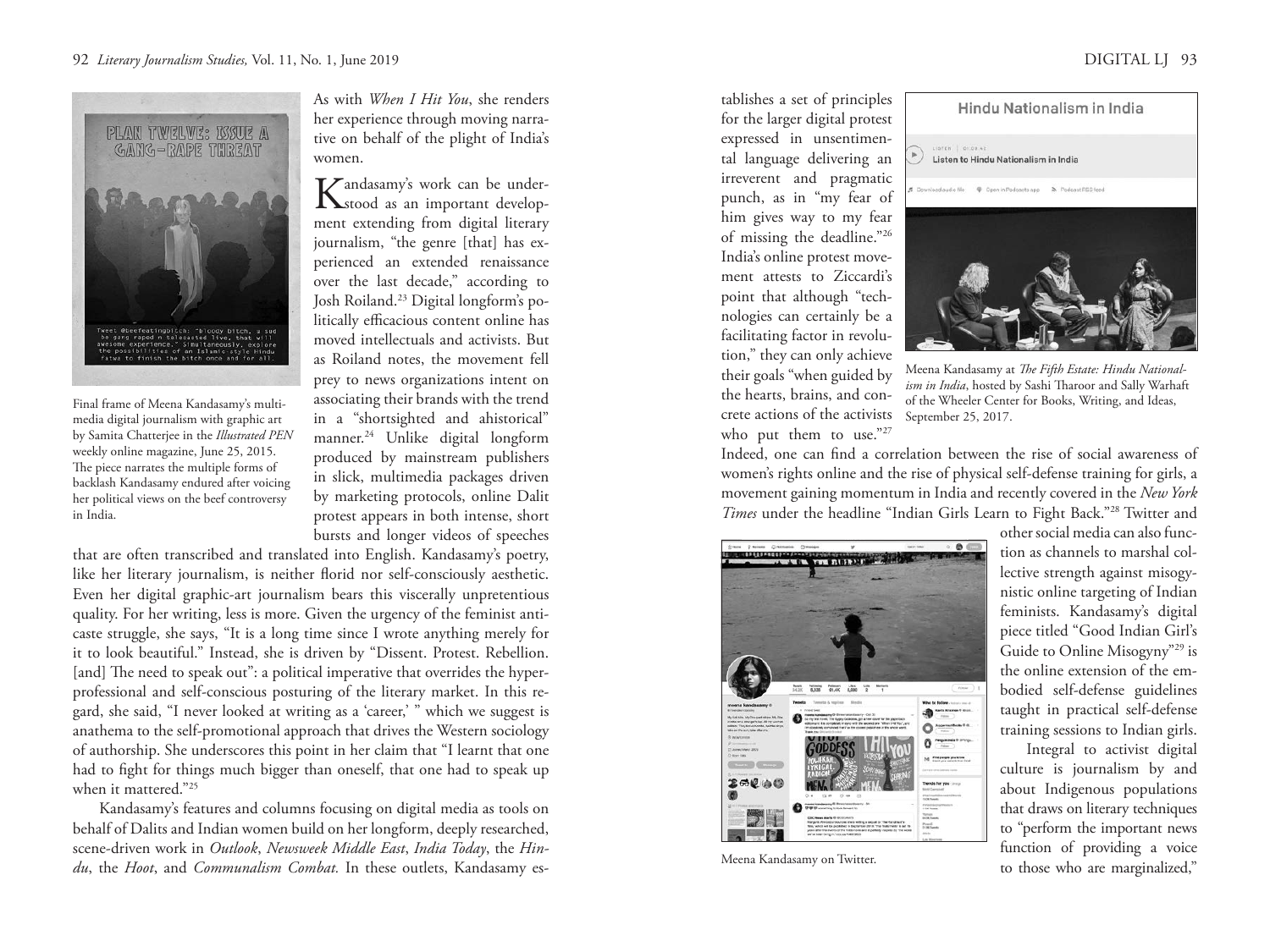Final frame of Meena Kandasamy's multimedia digital journalism with graphic art by Samita Chatterjee in the *Illustrated PEN* weekly online magazine, June 25, 2015. The piece narrates the multiple forms of backlash Kandasamy endured after voicing her political views on the beef controversy in India.

As with *When I Hit You*, she renders her experience through moving narrative on behalf of the plight of India's women.

Kandasamy's work can be understood as an important development extending from digital literary journalism, "the genre [that] has experienced an extended renaissance over the last decade," according to Josh Roiland.[23] Digital longform's politically efficacious content online has moved intellectuals and activists. But as Roiland notes, the movement fell prey to news organizations intent on associating their brands with the trend in a "shortsighted and ahistorical" manner.[24] Unlike digital longform produced by mainstream publishers in slick, multimedia packages driven by marketing protocols, online Dalit protest appears in both intense, short bursts and longer videos of speeches that are often transcribed and translated into English. Kandasamy's poetry, like her literary journalism, is neither florid nor self-consciously aesthetic. Even her digital graphic-art journalism bears this viscerally unpretentious quality. For her writing, less is more. Given the urgency of the feminist anti-caste struggle, she says, "It is a long time since I wrote anything merely for it to look beautiful." Instead, she is driven by "Dissent. Protest. Rebellion. [and] The need to speak out": a political imperative that overrides the hyper-professional and self-conscious posturing of the literary market. In this regard, she said, "I never looked at writing as a 'career,' " which we suggest is anathema to the self-promotional approach that drives the Western sociology of authorship. She underscores this point in her claim that "I learnt that one had to fight for things much bigger than oneself, that one had to speak up when it mattered."[25]

Kandasamy's features and columns focusing on digital media as tools on behalf of Dalits and Indian women build on her longform, deeply researched, scene-driven work in *Outlook*, *Newsweek Middle East*, *India Today*, the *Hindu*, the *Hoot*, and *Communalism Combat.* In these outlets, Kandasamy establishes a set of principles for the larger digital protest expressed in unsentimental language delivering an irreverent and pragmatic punch, as in "my fear of him gives way to my fear of missing the deadline."[26] India's online protest movement attests to Ziccardi's point that although "technologies can certainly be a facilitating factor in revolution," they can only achieve their goals "when guided by the hearts, brains, and concrete actions of the activists who put them to use."[27]

Meena Kandasamy at *The Fifth Estate: Hindu Nationalism in India*, hosted by Sashi Tharoor and Sally Warhaft of the Wheeler Center for Books, Writing, and Ideas, September 25, 2017.

Indeed, one can find a correlation between the rise of social awareness of women's rights online and the rise of physical self-defense training for girls, a movement gaining momentum in India and recently covered in the *New York Times* under the headline "Indian Girls Learn to Fight Back."[28] Twitter and other social media can also function as channels to marshal collective strength against misogynistic online targeting of Indian feminists. Kandasamy's digital piece titled "Good Indian Girl's Guide to Online Misogyny"[29] is the online extension of the embodied self-defense guidelines taught in practical self-defense training sessions to Indian girls.

Meena Kandasamy on Twitter.

Integral to activist digital culture is journalism by and about Indigenous populations that draws on literary techniques to "perform the important news function of providing a voice to those who are marginalized,"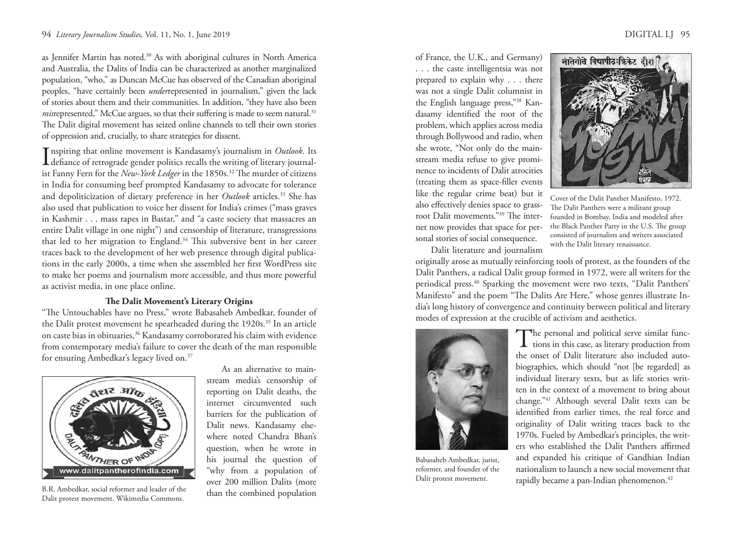as Jennifer Martin has noted.[30] As with aboriginal cultures in North America and Australia, the Dalits of India can be characterized as another marginalized population, "who," as Duncan McCue has observed of the Canadian aboriginal peoples, "have certainly been *under*represented in journalism," given the lack of stories about them and their communities. In addition, "they have also been *mis*represented," McCue argues, so that their suffering is made to seem natural.[31] The Dalit digital movement has seized online channels to tell their own stories of oppression and, crucially, to share strategies for dissent.

Inspiring that online movement is Kandasamy's journalism in *Outlook.* Its defiance of retrograde gender politics recalls the writing of literary journalist Fanny Fern for the *New-York Ledger* in the 1850s.[32] The murder of citizens in India for consuming beef prompted Kandasamy to advocate for tolerance and depoliticization of dietary preference in her *Outlook* articles.[33] She has also used that publication to voice her dissent for India's crimes ("mass graves in Kashmir . . . mass rapes in Bastar," and "a caste society that massacres an entire Dalit village in one night") and censorship of literature, transgressions that led to her migration to England.[34] This subversive bent in her career traces back to the development of her web presence through digital publications in the early 2000s, a time when she assembled her first WordPress site to make her poems and journalism more accessible, and thus more powerful as activist media, in one place online.

### The Dalit Movement's Literary Origins

"The Untouchables have no Press," wrote Babasaheb Ambedkar, founder of the Dalit protest movement he spearheaded during the 1920s.[35] In an article on caste bias in obituaries,[36] Kandasamy corroborated his claim with evidence from contemporary media's failure to cover the death of the man responsible for ensuring Ambedkar's legacy lived on.[37]

B.R. Ambedkar, social reformer and leader of the Dalit protest movement. Wikimedia Commons.

As an alternative to mainstream media's censorship of reporting on Dalit deaths, the internet circumvented such barriers for the publication of Dalit news. Kandasamy elsewhere noted Chandra Bhan's question, when he wrote in his journal the question of "why from a population of over 200 million Dalits (more than the combined population of France, the U.K., and Germany) . . . the caste intelligentsia was not prepared to explain why . . . there was not a single Dalit columnist in the English language press,"[38] Kandasamy identified the root of the problem, which applies across media through Bollywood and radio, when she wrote, "Not only do the mainstream media refuse to give prominence to incidents of Dalit atrocities (treating them as space-filler events like the regular crime beat) but it also effectively denies space to grassroot Dalit movements."[39] The internet now provides that space for personal stories of social consequence.

Cover of the Dalit Panther Manifesto, 1972. The Dalit Panthers were a militant group founded in Bombay, India and modeled after the Black Panther Party in the U.S. The group consisted of journalists and writers associated with the Dalit literary renaissance.

Dalit literature and journalism originally arose as mutually reinforcing tools of protest, as the founders of the Dalit Panthers, a radical Dalit group formed in 1972, were all writers for the periodical press.[40] Sparking the movement were two texts, "Dalit Panthers' Manifesto" and the poem "The Dalits Are Here," whose genres illustrate India's long history of convergence and continuity between political and literary modes of expression at the crucible of activism and aesthetics.

Babasaheb Ambedkar, jurist, reformer, and founder of the Dalit protest movement.

The personal and political serve similar functions in this case, as literary production from the onset of Dalit literature also included autobiographies, which should "not [be regarded] as individual literary texts, but as life stories written in the context of a movement to bring about change."[41] Although several Dalit texts can be identified from earlier times, the real force and originality of Dalit writing traces back to the 1970s. Fueled by Ambedkar's principles, the writers who established the Dalit Panthers affirmed and expanded his critique of Gandhian Indian nationalism to launch a new social movement that rapidly became a pan-Indian phenomenon.[42]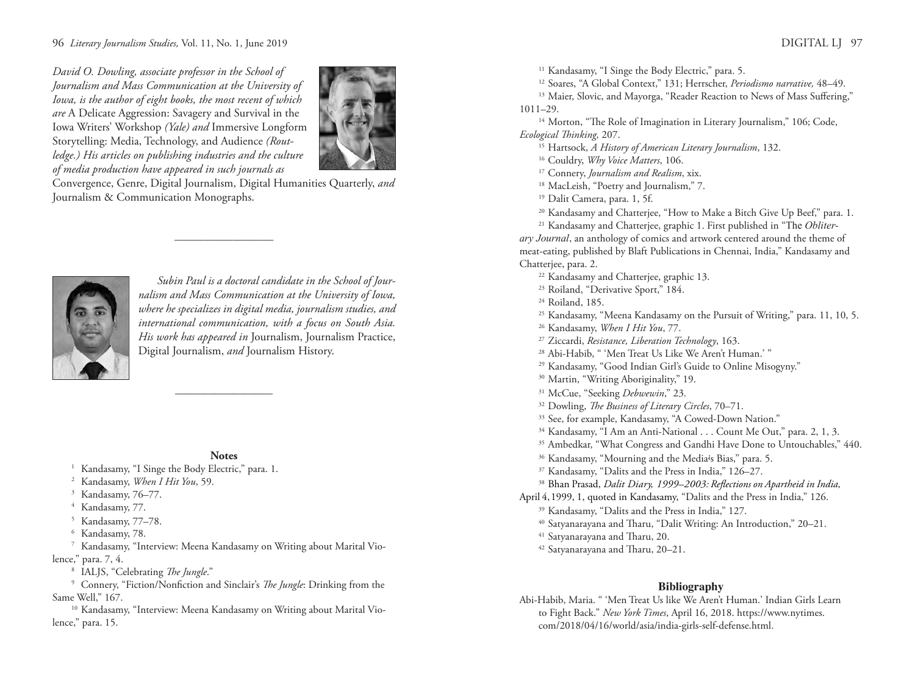*David O. Dowling, associate professor in the School of Journalism and Mass Communication at the University of Iowa, is the author of eight books, the most recent of which are* A Delicate Aggression: Savagery and Survival in the Iowa Writers' Workshop *(Yale) and* Immersive Longform Storytelling: Media, Technology, and Audience *(Routledge.) His articles on publishing industries and the culture of media production have appeared in such journals as* Convergence, Genre, Digital Journalism, Digital Humanities Quarterly, *and* Journalism & Communication Monographs.

---

*Subin Paul is a doctoral candidate in the School of Journalism and Mass Communication at the University of Iowa, where he specializes in digital media, journalism studies, and international communication, with a focus on South Asia. His work has appeared in* Journalism, Journalism Practice, Digital Journalism, *and* Journalism History.

---

## Notes

[1] Kandasamy, "I Singe the Body Electric," para. 1.

[2] Kandasamy, *When I Hit You*, 59.

[3] Kandasamy, 76–77.

[4] Kandasamy, 77.

[5] Kandasamy, 77–78.

[6] Kandasamy, 78.

[7] Kandasamy, "Interview: Meena Kandasamy on Writing about Marital Violence," para. 7, 4.

[8] IALJS, "Celebrating *The Jungle*."

[9] Connery, "Fiction/Nonfiction and Sinclair's *The Jungle*: Drinking from the Same Well," 167.

[10] Kandasamy, "Interview: Meena Kandasamy on Writing about Marital Violence," para. 15.

[11] Kandasamy, "I Singe the Body Electric," para. 5.

[12] Soares, "A Global Context," 131; Herrscher, *Periodismo narrative,* 48–49.

[13] Maier, Slovic, and Mayorga, "Reader Reaction to News of Mass Suffering," 1011–29.

[14] Morton, "The Role of Imagination in Literary Journalism," 106; Code, *Ecological Thinking,* 207.

[15] Hartsock, *A History of American Literary Journalism*, 132.

[16] Couldry, *Why Voice Matters*, 106.

[17] Connery, *Journalism and Realism*, xix.

[18] MacLeish, "Poetry and Journalism," 7.

[19] Dalit Camera, para. 1, 5f.

[20] Kandasamy and Chatterjee, "How to Make a Bitch Give Up Beef," para. 1.

[21] Kandasamy and Chatterjee, graphic 1. First published in "The *Obliterary Journal*, an anthology of comics and artwork centered around the theme of meat-eating, published by Blaft Publications in Chennai, India," Kandasamy and Chatterjee, para. 2.

[22] Kandasamy and Chatterjee, graphic 13.

[23] Roiland, "Derivative Sport," 184.

[24] Roiland, 185.

[25] Kandasamy, "Meena Kandasamy on the Pursuit of Writing," para. 11, 10, 5.

[26] Kandasamy, *When I Hit You*, 77.

[27] Ziccardi, *Resistance, Liberation Technology*, 163.

[28] Abi-Habib, " 'Men Treat Us Like We Aren't Human.' "

[29] Kandasamy, "Good Indian Girl's Guide to Online Misogyny."

[30] Martin, "Writing Aboriginality," 19.

[31] McCue, "Seeking *Debwewin*," 23.

[32] Dowling, *The Business of Literary Circles*, 70–71.

[33] See, for example, Kandasamy, "A Cowed-Down Nation."

[34] Kandasamy, "I Am an Anti-National . . . Count Me Out," para. 2, 1, 3.

[35] Ambedkar, "What Congress and Gandhi Have Done to Untouchables," 440.

[36] Kandasamy, "Mourning and the Media's Bias," para. 5.

[37] Kandasamy, "Dalits and the Press in India," 126–27.

[38] Bhan Prasad, *Dalit Diary, 1999–2003: Reflections on Apartheid in India,* April 4, 1999, 1, quoted in Kandasamy, "Dalits and the Press in India," 126.

[39] Kandasamy, "Dalits and the Press in India," 127.

[40] Satyanarayana and Tharu, "Dalit Writing: An Introduction," 20–21.

[41] Satyanarayana and Tharu, 20.

[42] Satyanarayana and Tharu, 20–21.

## Bibliography

Abi-Habib, Maria. " 'Men Treat Us like We Aren't Human.' Indian Girls Learn to Fight Back." *New York Times*, April 16, 2018. https://www.nytimes.com/2018/04/16/world/asia/india-girls-self-defense.html.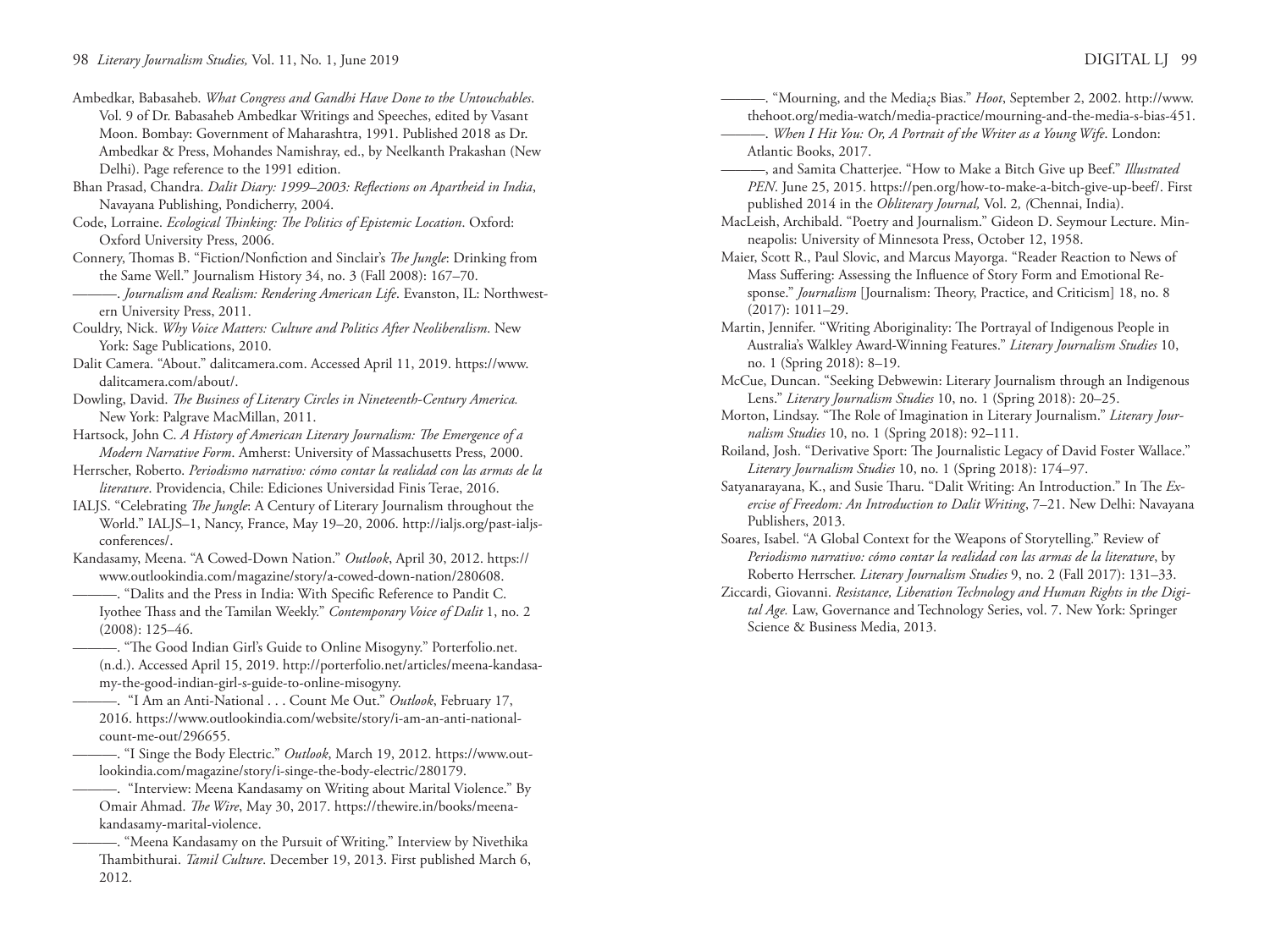Ambedkar, Babasaheb. *What Congress and Gandhi Have Done to the Untouchables*. Vol. 9 of Dr. Babasaheb Ambedkar Writings and Speeches, edited by Vasant Moon. Bombay: Government of Maharashtra, 1991. Published 2018 as Dr. Ambedkar & Press, Mohandes Namishray, ed., by Neelkanth Prakashan (New Delhi). Page reference to the 1991 edition.

Bhan Prasad, Chandra. *Dalit Diary: 1999–2003: Reflections on Apartheid in India*, Navayana Publishing, Pondicherry, 2004.

Code, Lorraine. *Ecological Thinking: The Politics of Epistemic Location*. Oxford: Oxford University Press, 2006.

Connery, Thomas B. "Fiction/Nonfiction and Sinclair's *The Jungle*: Drinking from the Same Well." Journalism History 34, no. 3 (Fall 2008): 167–70.

———. *Journalism and Realism: Rendering American Life*. Evanston, IL: Northwestern University Press, 2011.

Couldry, Nick. *Why Voice Matters: Culture and Politics After Neoliberalism*. New York: Sage Publications, 2010.

Dalit Camera. "About." dalitcamera.com. Accessed April 11, 2019. https://www.dalitcamera.com/about/.

Dowling, David. *The Business of Literary Circles in Nineteenth-Century America.* New York: Palgrave MacMillan, 2011.

Hartsock, John C. *A History of American Literary Journalism: The Emergence of a Modern Narrative Form*. Amherst: University of Massachusetts Press, 2000.

Herrscher, Roberto. *Periodismo narrativo: cómo contar la realidad con las armas de la literature*. Providencia, Chile: Ediciones Universidad Finis Terae, 2016.

IALJS. "Celebrating *The Jungle*: A Century of Literary Journalism throughout the World." IALJS–1, Nancy, France, May 19–20, 2006. http://ialjs.org/past-ialjs-conferences/.

Kandasamy, Meena. "A Cowed-Down Nation." *Outlook*, April 30, 2012. https://www.outlookindia.com/magazine/story/a-cowed-down-nation/280608.

———. "Dalits and the Press in India: With Specific Reference to Pandit C. Iyothee Thass and the Tamilan Weekly." *Contemporary Voice of Dalit* 1, no. 2 (2008): 125–46.

———. "The Good Indian Girl's Guide to Online Misogyny." Porterfolio.net. (n.d.). Accessed April 15, 2019. http://porterfolio.net/articles/meena-kandasamy-the-good-indian-girl-s-guide-to-online-misogyny.

———. "I Am an Anti-National . . . Count Me Out." *Outlook*, February 17, 2016. https://www.outlookindia.com/website/story/i-am-an-anti-national-count-me-out/296655.

———. "I Singe the Body Electric." *Outlook*, March 19, 2012. https://www.outlookindia.com/magazine/story/i-singe-the-body-electric/280179.

———. "Interview: Meena Kandasamy on Writing about Marital Violence." By Omair Ahmad. *The Wire*, May 30, 2017. https://thewire.in/books/meena-kandasamy-marital-violence.

———. "Meena Kandasamy on the Pursuit of Writing." Interview by Nivethika Thambithurai. *Tamil Culture*. December 19, 2013. First published March 6, 2012.

———. "Mourning, and the Media¿s Bias." *Hoot*, September 2, 2002. http://www.thehoot.org/media-watch/media-practice/mourning-and-the-media-s-bias-451.

———. *When I Hit You: Or, A Portrait of the Writer as a Young Wife*. London: Atlantic Books, 2017.

———, and Samita Chatterjee. "How to Make a Bitch Give up Beef." *Illustrated PEN*. June 25, 2015. https://pen.org/how-to-make-a-bitch-give-up-beef/. First published 2014 in the *Obliterary Journal,* Vol. 2*, (*Chennai, India).

MacLeish, Archibald. "Poetry and Journalism." Gideon D. Seymour Lecture. Minneapolis: University of Minnesota Press, October 12, 1958.

Maier, Scott R., Paul Slovic, and Marcus Mayorga. "Reader Reaction to News of Mass Suffering: Assessing the Influence of Story Form and Emotional Response." *Journalism* [Journalism: Theory, Practice, and Criticism] 18, no. 8 (2017): 1011–29.

Martin, Jennifer. "Writing Aboriginality: The Portrayal of Indigenous People in Australia's Walkley Award-Winning Features." *Literary Journalism Studies* 10, no. 1 (Spring 2018): 8–19.

McCue, Duncan. "Seeking Debwewin: Literary Journalism through an Indigenous Lens." *Literary Journalism Studies* 10, no. 1 (Spring 2018): 20–25.

Morton, Lindsay. "The Role of Imagination in Literary Journalism." *Literary Journalism Studies* 10, no. 1 (Spring 2018): 92–111.

Roiland, Josh. "Derivative Sport: The Journalistic Legacy of David Foster Wallace." *Literary Journalism Studies* 10, no. 1 (Spring 2018): 174–97.

Satyanarayana, K., and Susie Tharu. "Dalit Writing: An Introduction." In The *Exercise of Freedom: An Introduction to Dalit Writing*, 7–21. New Delhi: Navayana Publishers, 2013.

Soares, Isabel. "A Global Context for the Weapons of Storytelling." Review of *Periodismo narrativo: cómo contar la realidad con las armas de la literature*, by Roberto Herrscher. *Literary Journalism Studies* 9, no. 2 (Fall 2017): 131–33.

Ziccardi, Giovanni. *Resistance, Liberation Technology and Human Rights in the Digital Age.* Law, Governance and Technology Series, vol. 7. New York: Springer Science & Business Media, 2013.